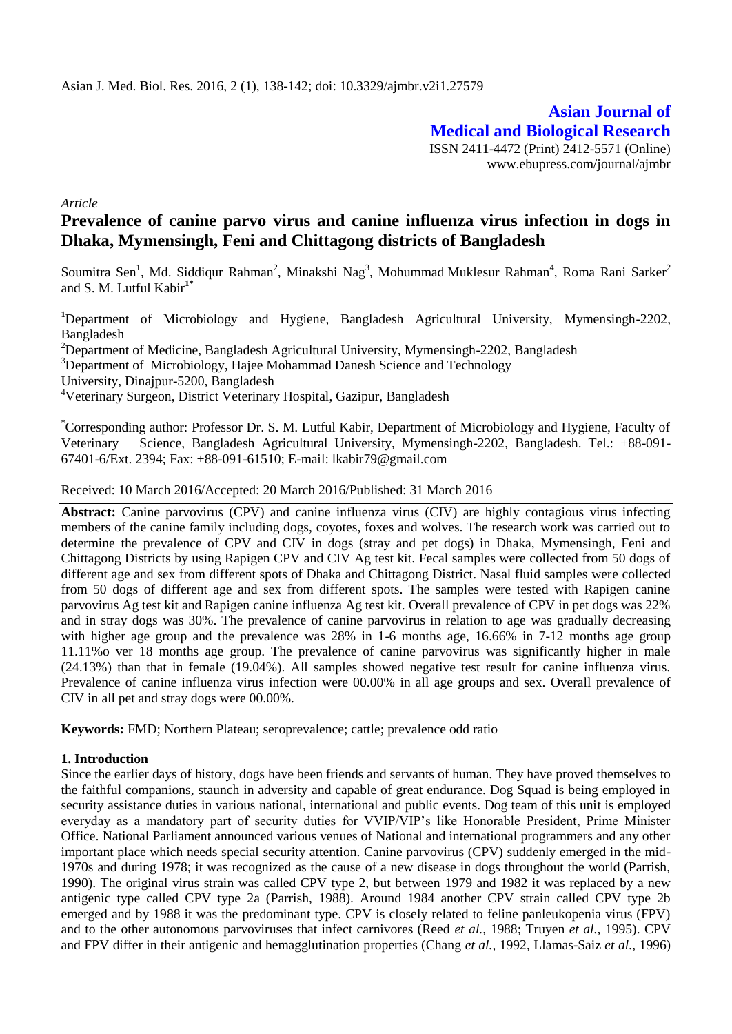Asian J. Med. Biol. Res. 2016, 2 (1), 138-142; doi: 10.3329/ajmbr.v2i1.27579

**Asian Journal of Medical and Biological Research**

ISSN 2411-4472 (Print) 2412-5571 (Online)
www.ebupress.com/journal/ajmbr

*Article*

# Prevalence of canine parvo virus and canine influenza virus infection in dogs in Dhaka, Mymensingh, Feni and Chittagong districts of Bangladesh

Soumitra Sen[1], Md. Siddiqur Rahman[2], Minakshi Nag[3], Mohummad Muklesur Rahman[4], Roma Rani Sarker[2] and S. M. Lutful Kabir[1*]

[1]Department of Microbiology and Hygiene, Bangladesh Agricultural University, Mymensingh-2202, Bangladesh

[2]Department of Medicine, Bangladesh Agricultural University, Mymensingh-2202, Bangladesh

[3]Department of Microbiology, Hajee Mohammad Danesh Science and Technology University, Dinajpur-5200, Bangladesh

[4]Veterinary Surgeon, District Veterinary Hospital, Gazipur, Bangladesh

[*]Corresponding author: Professor Dr. S. M. Lutful Kabir, Department of Microbiology and Hygiene, Faculty of Veterinary Science, Bangladesh Agricultural University, Mymensingh-2202, Bangladesh. Tel.: +88-091-67401-6/Ext. 2394; Fax: +88-091-61510; E-mail: lkabir79@gmail.com

Received: 10 March 2016/Accepted: 20 March 2016/Published: 31 March 2016

**Abstract:** Canine parvovirus (CPV) and canine influenza virus (CIV) are highly contagious virus infecting members of the canine family including dogs, coyotes, foxes and wolves. The research work was carried out to determine the prevalence of CPV and CIV in dogs (stray and pet dogs) in Dhaka, Mymensingh, Feni and Chittagong Districts by using Rapigen CPV and CIV Ag test kit. Fecal samples were collected from 50 dogs of different age and sex from different spots of Dhaka and Chittagong District. Nasal fluid samples were collected from 50 dogs of different age and sex from different spots. The samples were tested with Rapigen canine parvovirus Ag test kit and Rapigen canine influenza Ag test kit. Overall prevalence of CPV in pet dogs was 22% and in stray dogs was 30%. The prevalence of canine parvovirus in relation to age was gradually decreasing with higher age group and the prevalence was 28% in 1-6 months age, 16.66% in 7-12 months age group 11.11%o ver 18 months age group. The prevalence of canine parvovirus was significantly higher in male (24.13%) than that in female (19.04%). All samples showed negative test result for canine influenza virus. Prevalence of canine influenza virus infection were 00.00% in all age groups and sex. Overall prevalence of CIV in all pet and stray dogs were 00.00%.

**Keywords:** FMD; Northern Plateau; seroprevalence; cattle; prevalence odd ratio

## 1. Introduction

Since the earlier days of history, dogs have been friends and servants of human. They have proved themselves to the faithful companions, staunch in adversity and capable of great endurance. Dog Squad is being employed in security assistance duties in various national, international and public events. Dog team of this unit is employed everyday as a mandatory part of security duties for VVIP/VIP's like Honorable President, Prime Minister Office. National Parliament announced various venues of National and international programmers and any other important place which needs special security attention. Canine parvovirus (CPV) suddenly emerged in the mid-1970s and during 1978; it was recognized as the cause of a new disease in dogs throughout the world (Parrish, 1990). The original virus strain was called CPV type 2, but between 1979 and 1982 it was replaced by a new antigenic type called CPV type 2a (Parrish, 1988). Around 1984 another CPV strain called CPV type 2b emerged and by 1988 it was the predominant type. CPV is closely related to feline panleukopenia virus (FPV) and to the other autonomous parvoviruses that infect carnivores (Reed *et al.,* 1988; Truyen *et al.,* 1995). CPV and FPV differ in their antigenic and hemagglutination properties (Chang *et al.,* 1992, Llamas-Saiz *et al.,* 1996)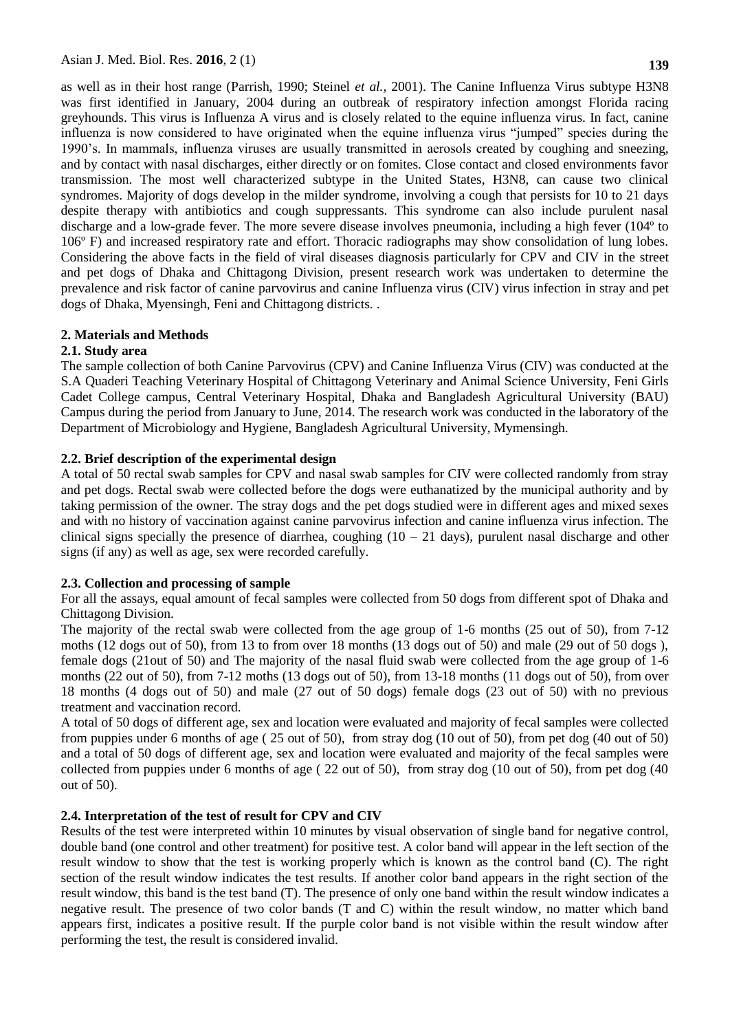as well as in their host range (Parrish, 1990; Steinel *et al.,* 2001). The Canine Influenza Virus subtype H3N8 was first identified in January, 2004 during an outbreak of respiratory infection amongst Florida racing greyhounds. This virus is Influenza A virus and is closely related to the equine influenza virus. In fact, canine influenza is now considered to have originated when the equine influenza virus "jumped" species during the 1990's. In mammals, influenza viruses are usually transmitted in aerosols created by coughing and sneezing, and by contact with nasal discharges, either directly or on fomites. Close contact and closed environments favor transmission. The most well characterized subtype in the United States, H3N8, can cause two clinical syndromes. Majority of dogs develop in the milder syndrome, involving a cough that persists for 10 to 21 days despite therapy with antibiotics and cough suppressants. This syndrome can also include purulent nasal discharge and a low-grade fever. The more severe disease involves pneumonia, including a high fever (104º to 106º F) and increased respiratory rate and effort. Thoracic radiographs may show consolidation of lung lobes. Considering the above facts in the field of viral diseases diagnosis particularly for CPV and CIV in the street and pet dogs of Dhaka and Chittagong Division, present research work was undertaken to determine the prevalence and risk factor of canine parvovirus and canine Influenza virus (CIV) virus infection in stray and pet dogs of Dhaka, Myensingh, Feni and Chittagong districts. .

## 2. Materials and Methods

### 2.1. Study area

The sample collection of both Canine Parvovirus (CPV) and Canine Influenza Virus (CIV) was conducted at the S.A Quaderi Teaching Veterinary Hospital of Chittagong Veterinary and Animal Science University, Feni Girls Cadet College campus, Central Veterinary Hospital, Dhaka and Bangladesh Agricultural University (BAU) Campus during the period from January to June, 2014. The research work was conducted in the laboratory of the Department of Microbiology and Hygiene, Bangladesh Agricultural University, Mymensingh.

### 2.2. Brief description of the experimental design

A total of 50 rectal swab samples for CPV and nasal swab samples for CIV were collected randomly from stray and pet dogs. Rectal swab were collected before the dogs were euthanatized by the municipal authority and by taking permission of the owner. The stray dogs and the pet dogs studied were in different ages and mixed sexes and with no history of vaccination against canine parvovirus infection and canine influenza virus infection. The clinical signs specially the presence of diarrhea, coughing (10 – 21 days), purulent nasal discharge and other signs (if any) as well as age, sex were recorded carefully.

### 2.3. Collection and processing of sample

For all the assays, equal amount of fecal samples were collected from 50 dogs from different spot of Dhaka and Chittagong Division.

The majority of the rectal swab were collected from the age group of 1-6 months (25 out of 50), from 7-12 moths (12 dogs out of 50), from 13 to from over 18 months (13 dogs out of 50) and male (29 out of 50 dogs ), female dogs (21out of 50) and The majority of the nasal fluid swab were collected from the age group of 1-6 months (22 out of 50), from 7-12 moths (13 dogs out of 50), from 13-18 months (11 dogs out of 50), from over 18 months (4 dogs out of 50) and male (27 out of 50 dogs) female dogs (23 out of 50) with no previous treatment and vaccination record.

A total of 50 dogs of different age, sex and location were evaluated and majority of fecal samples were collected from puppies under 6 months of age ( 25 out of 50), from stray dog (10 out of 50), from pet dog (40 out of 50) and a total of 50 dogs of different age, sex and location were evaluated and majority of the fecal samples were collected from puppies under 6 months of age ( 22 out of 50), from stray dog (10 out of 50), from pet dog (40 out of 50).

### 2.4. Interpretation of the test of result for CPV and CIV

Results of the test were interpreted within 10 minutes by visual observation of single band for negative control, double band (one control and other treatment) for positive test. A color band will appear in the left section of the result window to show that the test is working properly which is known as the control band (C). The right section of the result window indicates the test results. If another color band appears in the right section of the result window, this band is the test band (T). The presence of only one band within the result window indicates a negative result. The presence of two color bands (T and C) within the result window, no matter which band appears first, indicates a positive result. If the purple color band is not visible within the result window after performing the test, the result is considered invalid.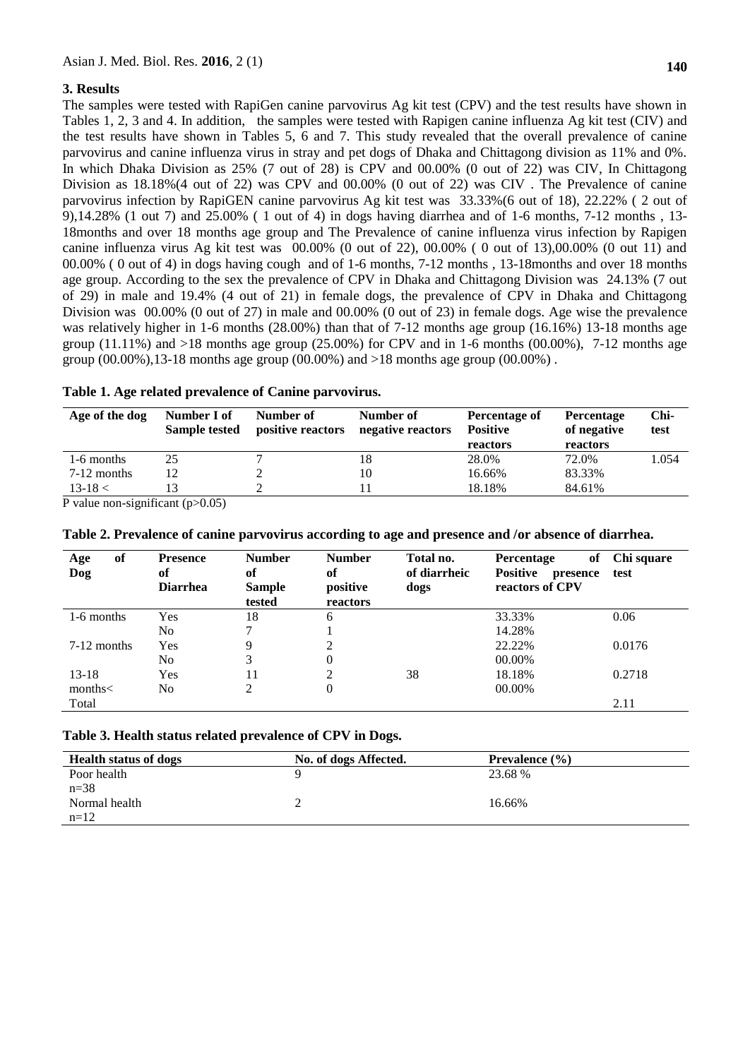## 3. Results

The samples were tested with RapiGen canine parvovirus Ag kit test (CPV) and the test results have shown in Tables 1, 2, 3 and 4. In addition, the samples were tested with Rapigen canine influenza Ag kit test (CIV) and the test results have shown in Tables 5, 6 and 7. This study revealed that the overall prevalence of canine parvovirus and canine influenza virus in stray and pet dogs of Dhaka and Chittagong division as 11% and 0%. In which Dhaka Division as 25% (7 out of 28) is CPV and 00.00% (0 out of 22) was CIV, In Chittagong Division as 18.18%(4 out of 22) was CPV and 00.00% (0 out of 22) was CIV . The Prevalence of canine parvovirus infection by RapiGEN canine parvovirus Ag kit test was 33.33%(6 out of 18), 22.22% ( 2 out of 9),14.28% (1 out 7) and 25.00% ( 1 out of 4) in dogs having diarrhea and of 1-6 months, 7-12 months , 13-18months and over 18 months age group and The Prevalence of canine influenza virus infection by Rapigen canine influenza virus Ag kit test was 00.00% (0 out of 22), 00.00% ( 0 out of 13),00.00% (0 out 11) and 00.00% ( 0 out of 4) in dogs having cough and of 1-6 months, 7-12 months , 13-18months and over 18 months age group. According to the sex the prevalence of CPV in Dhaka and Chittagong Division was 24.13% (7 out of 29) in male and 19.4% (4 out of 21) in female dogs, the prevalence of CPV in Dhaka and Chittagong Division was 00.00% (0 out of 27) in male and 00.00% (0 out of 23) in female dogs. Age wise the prevalence was relatively higher in 1-6 months (28.00%) than that of 7-12 months age group (16.16%) 13-18 months age group (11.11%) and >18 months age group (25.00%) for CPV and in 1-6 months (00.00%), 7-12 months age group (00.00%),13-18 months age group (00.00%) and >18 months age group (00.00%) .

**Table 1. Age related prevalence of Canine parvovirus.**

| Age of the dog | Number I of Sample tested | Number of positive reactors | Number of negative reactors | Percentage of Positive reactors | Percentage of negative reactors | Chi-test |
|---|---|---|---|---|---|---|
| 1-6 months | 25 | 7 | 18 | 28.0% | 72.0% | 1.054 |
| 7-12 months | 12 | 2 | 10 | 16.66% | 83.33% | |
| 13-18 < | 13 | 2 | 11 | 18.18% | 84.61% | |

P value non-significant (p>0.05)

**Table 2. Prevalence of canine parvovirus according to age and presence and /or absence of diarrhea.**

| Age of Dog | Presence of Diarrhea | Number of Sample tested | Number of positive reactors | Total no. of diarrheic dogs | Percentage of Positive presence reactors of CPV | Chi square test |
|---|---|---|---|---|---|---|
| 1-6 months | Yes | 18 | 6 | | 33.33% | 0.06 |
| | No | 7 | 1 | | 14.28% | |
| 7-12 months | Yes | 9 | 2 | | 22.22% | 0.0176 |
| | No | 3 | 0 | | 00.00% | |
| 13-18 months< | Yes | 11 | 2 | 38 | 18.18% | 0.2718 |
| | No | 2 | 0 | | 00.00% | |
| Total | | | | | | 2.11 |

**Table 3. Health status related prevalence of CPV in Dogs.**

| Health status of dogs | No. of dogs Affected. | Prevalence (%) |
|---|---|---|
| Poor health n=38 | 9 | 23.68 % |
| Normal health n=12 | 2 | 16.66% |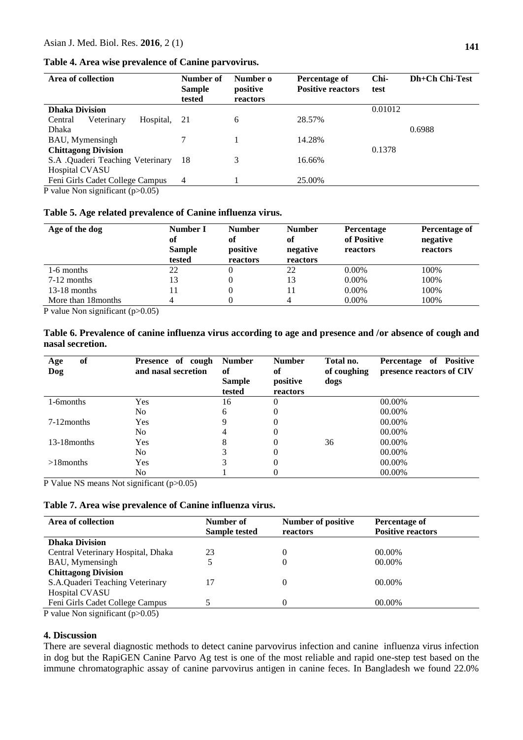**Table 4. Area wise prevalence of Canine parvovirus.**

| Area of collection | Number of Sample tested | Number o positive reactors | Percentage of Positive reactors | Chi-test | Dh+Ch Chi-Test |
|---|---|---|---|---|---|
| **Dhaka Division** | | | | 0.01012 | |
| Central Veterinary Hospital, Dhaka | 21 | 6 | 28.57% | | 0.6988 |
| BAU, Mymensingh | 7 | 1 | 14.28% | | |
| **Chittagong Division** | | | | 0.1378 | |
| S.A .Quaderi Teaching Veterinary Hospital CVASU | 18 | 3 | 16.66% | | |
| Feni Girls Cadet College Campus | 4 | 1 | 25.00% | | |

P value Non significant (p>0.05)

**Table 5. Age related prevalence of Canine influenza virus.**

| Age of the dog | Number I of Sample tested | Number of positive reactors | Number of negative reactors | Percentage of Positive reactors | Percentage of negative reactors |
|---|---|---|---|---|---|
| 1-6 months | 22 | 0 | 22 | 0.00% | 100% |
| 7-12 months | 13 | 0 | 13 | 0.00% | 100% |
| 13-18 months | 11 | 0 | 11 | 0.00% | 100% |
| More than 18months | 4 | 0 | 4 | 0.00% | 100% |

P value Non significant (p>0.05)

**Table 6. Prevalence of canine influenza virus according to age and presence and /or absence of cough and nasal secretion.**

| Age of Dog | Presence of cough and nasal secretion | Number of Sample tested | Number of positive reactors | Total no. of coughing dogs | Percentage of Positive presence reactors of CIV |
|---|---|---|---|---|---|
| 1-6months | Yes | 16 | 0 | | 00.00% |
| | No | 6 | 0 | | 00.00% |
| 7-12months | Yes | 9 | 0 | | 00.00% |
| | No | 4 | 0 | | 00.00% |
| 13-18months | Yes | 8 | 0 | 36 | 00.00% |
| | No | 3 | 0 | | 00.00% |
| >18months | Yes | 3 | 0 | | 00.00% |
| | No | 1 | 0 | | 00.00% |

P Value NS means Not significant (p>0.05)

**Table 7. Area wise prevalence of Canine influenza virus.**

| Area of collection | Number of Sample tested | Number of positive reactors | Percentage of Positive reactors |
|---|---|---|---|
| **Dhaka Division** | | | |
| Central Veterinary Hospital, Dhaka | 23 | 0 | 00.00% |
| BAU, Mymensingh | 5 | 0 | 00.00% |
| **Chittagong Division** | | | |
| S.A.Quaderi Teaching Veterinary Hospital CVASU | 17 | 0 | 00.00% |
| Feni Girls Cadet College Campus | 5 | 0 | 00.00% |

P value Non significant (p>0.05)

## 4. Discussion

There are several diagnostic methods to detect canine parvovirus infection and canine influenza virus infection in dog but the RapiGEN Canine Parvo Ag test is one of the most reliable and rapid one-step test based on the immune chromatographic assay of canine parvovirus antigen in canine feces. In Bangladesh we found 22.0%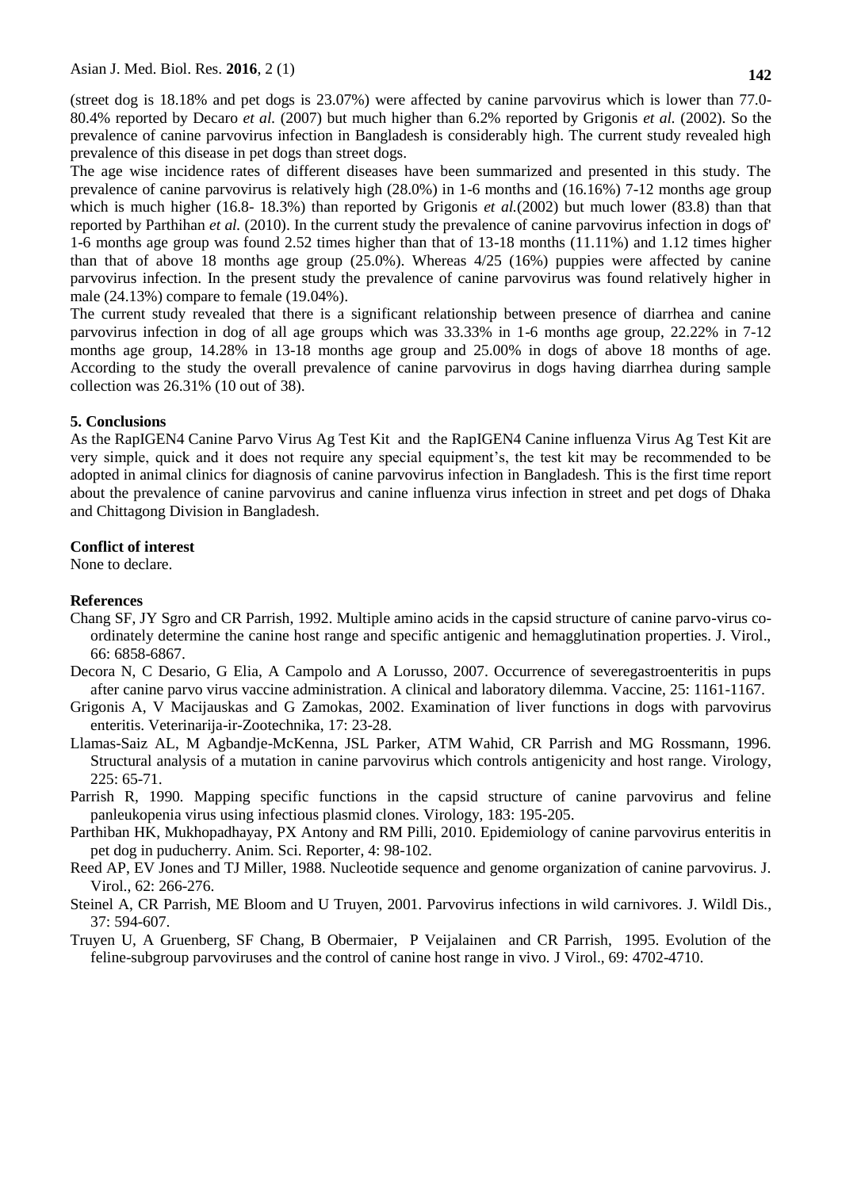(street dog is 18.18% and pet dogs is 23.07%) were affected by canine parvovirus which is lower than 77.0-80.4% reported by Decaro *et al.* (2007) but much higher than 6.2% reported by Grigonis *et al.* (2002). So the prevalence of canine parvovirus infection in Bangladesh is considerably high. The current study revealed high prevalence of this disease in pet dogs than street dogs.

The age wise incidence rates of different diseases have been summarized and presented in this study. The prevalence of canine parvovirus is relatively high (28.0%) in 1-6 months and (16.16%) 7-12 months age group which is much higher (16.8- 18.3%) than reported by Grigonis *et al.*(2002) but much lower (83.8) than that reported by Parthihan *et al.* (2010). In the current study the prevalence of canine parvovirus infection in dogs of' 1-6 months age group was found 2.52 times higher than that of 13-18 months (11.11%) and 1.12 times higher than that of above 18 months age group (25.0%). Whereas 4/25 (16%) puppies were affected by canine parvovirus infection. In the present study the prevalence of canine parvovirus was found relatively higher in male (24.13%) compare to female (19.04%).

The current study revealed that there is a significant relationship between presence of diarrhea and canine parvovirus infection in dog of all age groups which was 33.33% in 1-6 months age group, 22.22% in 7-12 months age group, 14.28% in 13-18 months age group and 25.00% in dogs of above 18 months of age. According to the study the overall prevalence of canine parvovirus in dogs having diarrhea during sample collection was 26.31% (10 out of 38).

## 5. Conclusions

As the RapIGEN4 Canine Parvo Virus Ag Test Kit and the RapIGEN4 Canine influenza Virus Ag Test Kit are very simple, quick and it does not require any special equipment's, the test kit may be recommended to be adopted in animal clinics for diagnosis of canine parvovirus infection in Bangladesh. This is the first time report about the prevalence of canine parvovirus and canine influenza virus infection in street and pet dogs of Dhaka and Chittagong Division in Bangladesh.

## Conflict of interest

None to declare.

## References

Chang SF, JY Sgro and CR Parrish, 1992. Multiple amino acids in the capsid structure of canine parvo-virus co-ordinately determine the canine host range and specific antigenic and hemagglutination properties. J. Virol., 66: 6858-6867.

Decora N, C Desario, G Elia, A Campolo and A Lorusso, 2007. Occurrence of severegastroenteritis in pups after canine parvo virus vaccine administration. A clinical and laboratory dilemma. Vaccine, 25: 1161-1167.

Grigonis A, V Macijauskas and G Zamokas, 2002. Examination of liver functions in dogs with parvovirus enteritis. Veterinarija-ir-Zootechnika, 17: 23-28.

Llamas-Saiz AL, M Agbandje-McKenna, JSL Parker, ATM Wahid, CR Parrish and MG Rossmann, 1996. Structural analysis of a mutation in canine parvovirus which controls antigenicity and host range. Virology, 225: 65-71.

Parrish R, 1990. Mapping specific functions in the capsid structure of canine parvovirus and feline panleukopenia virus using infectious plasmid clones. Virology, 183: 195-205.

Parthiban HK, Mukhopadhayay, PX Antony and RM Pilli, 2010. Epidemiology of canine parvovirus enteritis in pet dog in puducherry. Anim. Sci. Reporter, 4: 98-102.

Reed AP, EV Jones and TJ Miller, 1988. Nucleotide sequence and genome organization of canine parvovirus. J. Virol., 62: 266-276.

Steinel A, CR Parrish, ME Bloom and U Truyen, 2001. Parvovirus infections in wild carnivores. J. Wildl Dis., 37: 594-607.

Truyen U, A Gruenberg, SF Chang, B Obermaier, P Veijalainen and CR Parrish, 1995. Evolution of the feline-subgroup parvoviruses and the control of canine host range in vivo. J Virol., 69: 4702-4710.